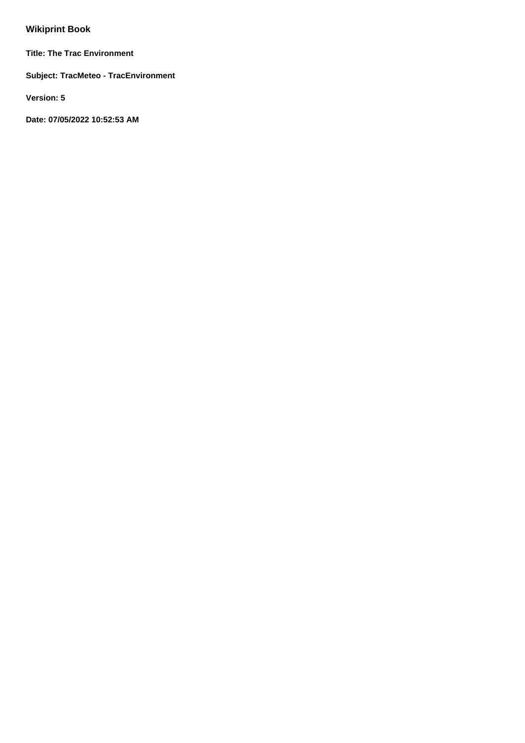# Wikiprint Book

**Title: The Trac Environment**

**Subject: TracMeteo - TracEnvironment**

**Version: 5**

**Date: 07/05/2022 10:52:53 AM**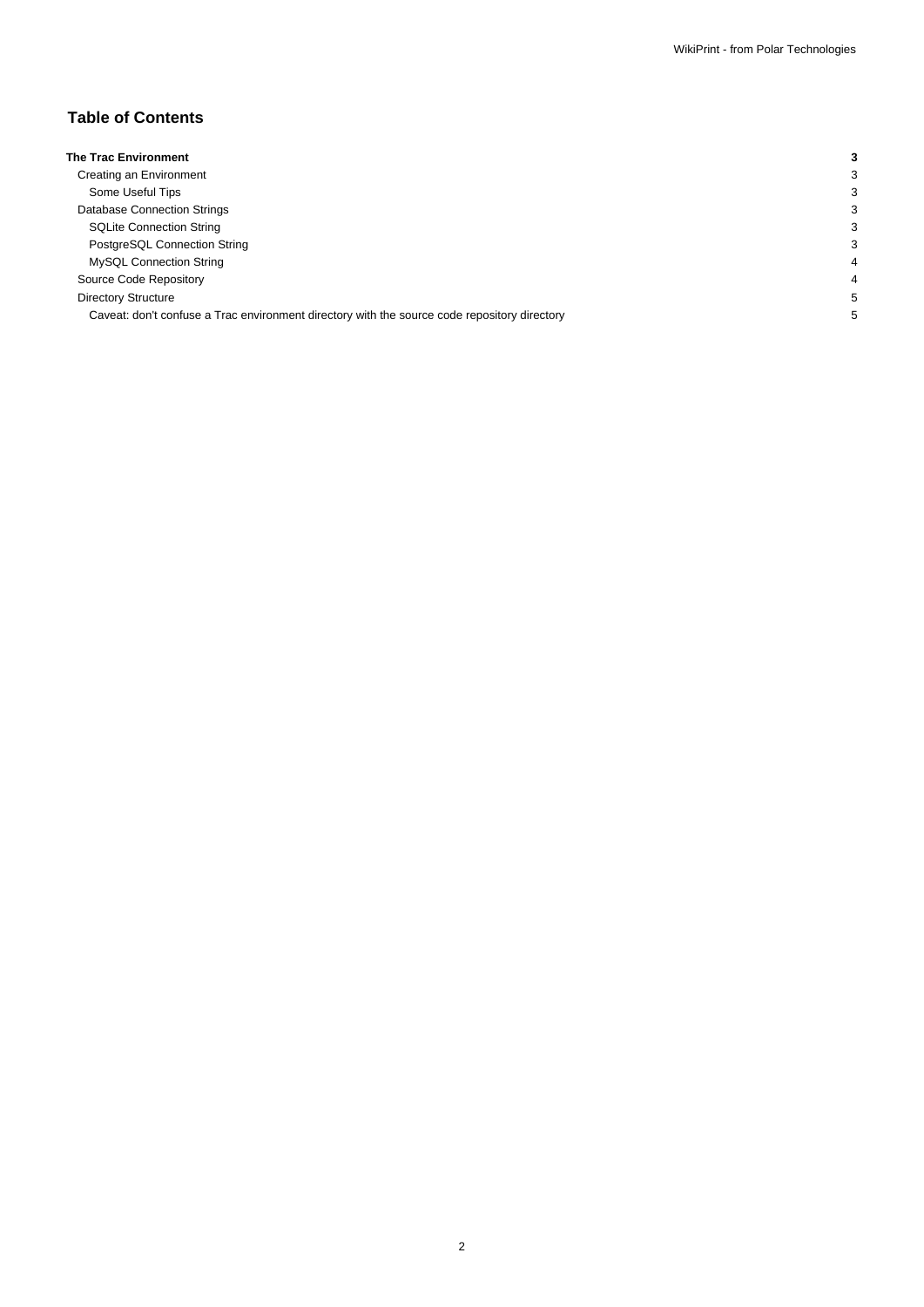## Table of Contents

| | |
|---|---|
| **The Trac Environment** | **3** |
| Creating an Environment | 3 |
| Some Useful Tips | 3 |
| Database Connection Strings | 3 |
| SQLite Connection String | 3 |
| PostgreSQL Connection String | 3 |
| MySQL Connection String | 4 |
| Source Code Repository | 4 |
| Directory Structure | 5 |
| Caveat: don't confuse a Trac environment directory with the source code repository directory | 5 |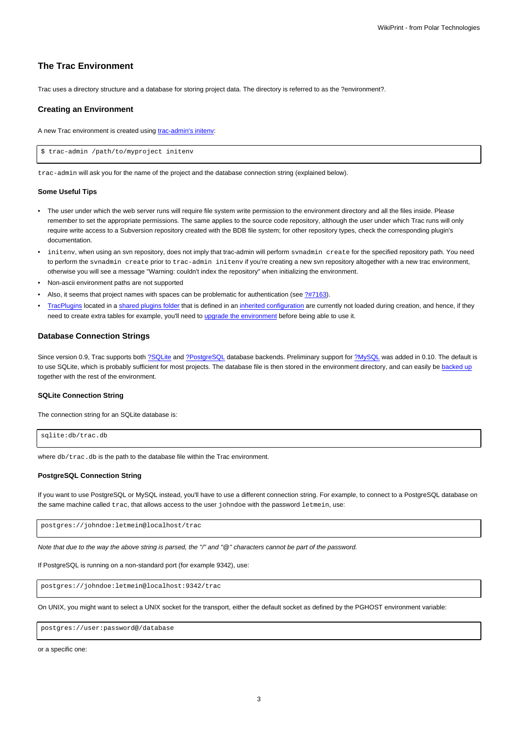## The Trac Environment

Trac uses a directory structure and a database for storing project data. The directory is referred to as the ?environment?.

### Creating an Environment

A new Trac environment is created using trac-admin's initenv:

```
$ trac-admin /path/to/myproject initenv
```

`trac-admin` will ask you for the name of the project and the database connection string (explained below).

#### Some Useful Tips

- The user under which the web server runs will require file system write permission to the environment directory and all the files inside. Please remember to set the appropriate permissions. The same applies to the source code repository, although the user under which Trac runs will only require write access to a Subversion repository created with the BDB file system; for other repository types, check the corresponding plugin's documentation.
- `initenv`, when using an svn repository, does not imply that trac-admin will perform `svnadmin create` for the specified repository path. You need to perform the `svnadmin create` prior to `trac-admin initenv` if you're creating a new svn repository altogether with a new trac environment, otherwise you will see a message "Warning: couldn't index the repository" when initializing the environment.
- Non-ascii environment paths are not supported
- Also, it seems that project names with spaces can be problematic for authentication (see ?#7163).
- TracPlugins located in a shared plugins folder that is defined in an inherited configuration are currently not loaded during creation, and hence, if they need to create extra tables for example, you'll need to upgrade the environment before being able to use it.

### Database Connection Strings

Since version 0.9, Trac supports both ?SQLite and ?PostgreSQL database backends. Preliminary support for ?MySQL was added in 0.10. The default is to use SQLite, which is probably sufficient for most projects. The database file is then stored in the environment directory, and can easily be backed up together with the rest of the environment.

#### SQLite Connection String

The connection string for an SQLite database is:

```
sqlite:db/trac.db
```

where `db/trac.db` is the path to the database file within the Trac environment.

#### PostgreSQL Connection String

If you want to use PostgreSQL or MySQL instead, you'll have to use a different connection string. For example, to connect to a PostgreSQL database on the same machine called `trac`, that allows access to the user `johndoe` with the password `letmein`, use:

```
postgres://johndoe:letmein@localhost/trac
```

*Note that due to the way the above string is parsed, the "/" and "@" characters cannot be part of the password.*

If PostgreSQL is running on a non-standard port (for example 9342), use:

```
postgres://johndoe:letmein@localhost:9342/trac
```

On UNIX, you might want to select a UNIX socket for the transport, either the default socket as defined by the PGHOST environment variable:

```
postgres://user:password@/database
```

or a specific one: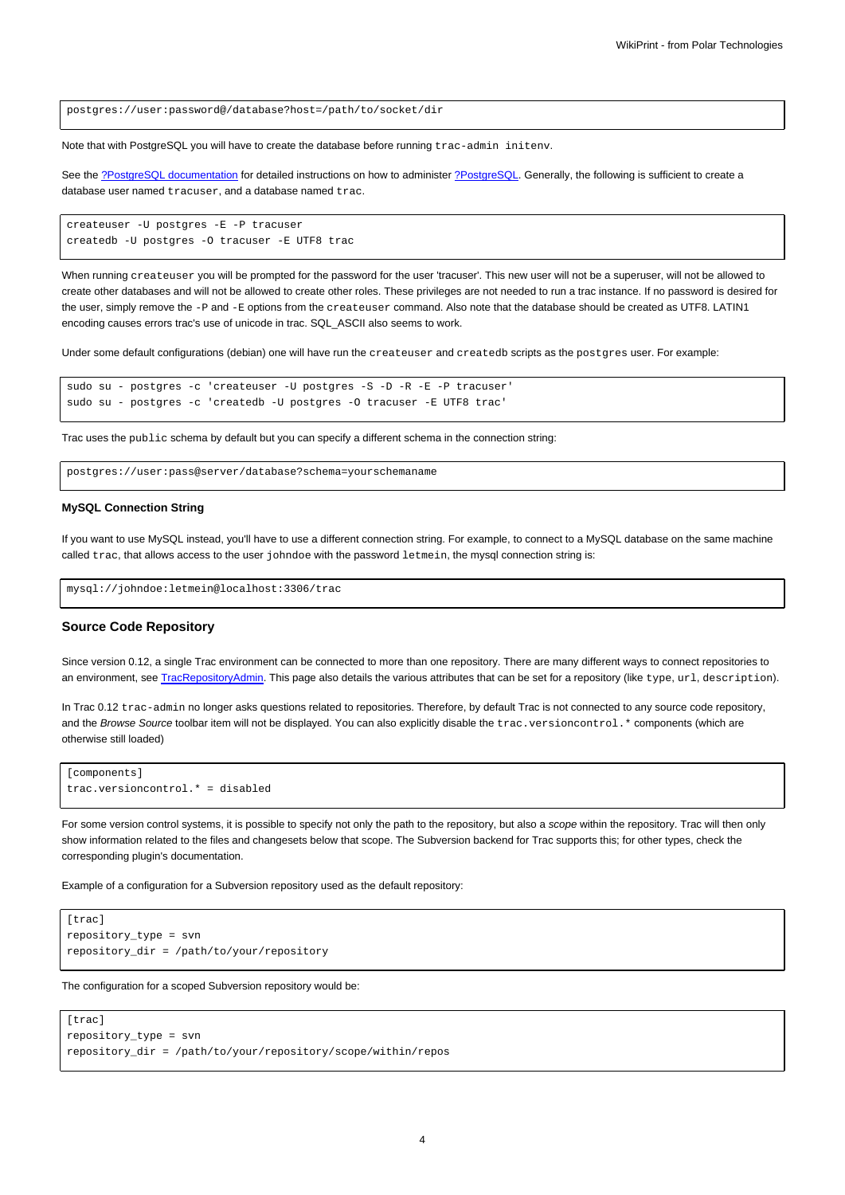```
postgres://user:password@/database?host=/path/to/socket/dir
```

Note that with PostgreSQL you will have to create the database before running `trac-admin initenv`.

See the [?PostgreSQL documentation] for detailed instructions on how to administer [?PostgreSQL]. Generally, the following is sufficient to create a database user named `tracuser`, and a database named `trac`.

```
createuser -U postgres -E -P tracuser
createdb -U postgres -O tracuser -E UTF8 trac
```

When running `createuser` you will be prompted for the password for the user 'tracuser'. This new user will not be a superuser, will not be allowed to create other databases and will not be allowed to create other roles. These privileges are not needed to run a trac instance. If no password is desired for the user, simply remove the `-P` and `-E` options from the `createuser` command. Also note that the database should be created as UTF8. LATIN1 encoding causes errors trac's use of unicode in trac. SQL_ASCII also seems to work.

Under some default configurations (debian) one will have run the `createuser` and `createdb` scripts as the `postgres` user. For example:

```
sudo su - postgres -c 'createuser -U postgres -S -D -R -E -P tracuser'
sudo su - postgres -c 'createdb -U postgres -O tracuser -E UTF8 trac'
```

Trac uses the `public` schema by default but you can specify a different schema in the connection string:

```
postgres://user:pass@server/database?schema=yourschemaname
```

#### MySQL Connection String

If you want to use MySQL instead, you'll have to use a different connection string. For example, to connect to a MySQL database on the same machine called `trac`, that allows access to the user `johndoe` with the password `letmein`, the mysql connection string is:

```
mysql://johndoe:letmein@localhost:3306/trac
```

### Source Code Repository

Since version 0.12, a single Trac environment can be connected to more than one repository. There are many different ways to connect repositories to an environment, see [TracRepositoryAdmin]. This page also details the various attributes that can be set for a repository (like `type`, `url`, `description`).

In Trac 0.12 `trac-admin` no longer asks questions related to repositories. Therefore, by default Trac is not connected to any source code repository, and the *Browse Source* toolbar item will not be displayed. You can also explicitly disable the `trac.versioncontrol.*` components (which are otherwise still loaded)

```
[components]
trac.versioncontrol.* = disabled
```

For some version control systems, it is possible to specify not only the path to the repository, but also a *scope* within the repository. Trac will then only show information related to the files and changesets below that scope. The Subversion backend for Trac supports this; for other types, check the corresponding plugin's documentation.

Example of a configuration for a Subversion repository used as the default repository:

```
[trac]
repository_type = svn
repository_dir = /path/to/your/repository
```

The configuration for a scoped Subversion repository would be:

```
[trac]
repository_type = svn
repository_dir = /path/to/your/repository/scope/within/repos
```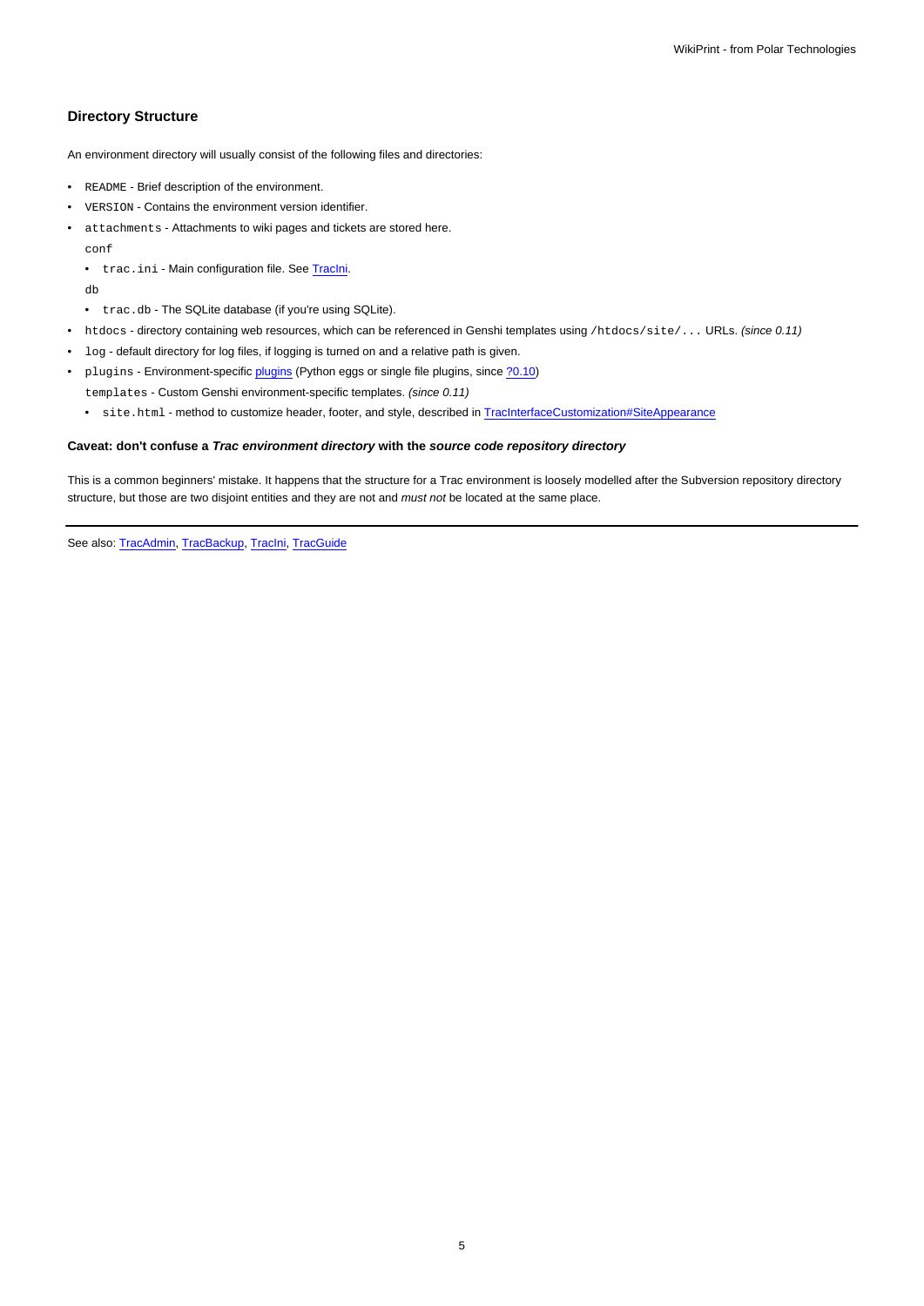### Directory Structure

An environment directory will usually consist of the following files and directories:

- `README` - Brief description of the environment.
- `VERSION` - Contains the environment version identifier.
- `attachments` - Attachments to wiki pages and tickets are stored here.

  `conf`
  - `trac.ini` - Main configuration file. See TracIni.

  `db`
  - `trac.db` - The SQLite database (if you're using SQLite).
- `htdocs` - directory containing web resources, which can be referenced in Genshi templates using `/htdocs/site/...` URLs. *(since 0.11)*
- `log` - default directory for log files, if logging is turned on and a relative path is given.
- `plugins` - Environment-specific plugins (Python eggs or single file plugins, since ?0.10)

  `templates` - Custom Genshi environment-specific templates. *(since 0.11)*
  - `site.html` - method to customize header, footer, and style, described in TracInterfaceCustomization#SiteAppearance

#### Caveat: don't confuse a *Trac environment directory* with the *source code repository directory*

This is a common beginners' mistake. It happens that the structure for a Trac environment is loosely modelled after the Subversion repository directory structure, but those are two disjoint entities and they are not and *must not* be located at the same place.

---

See also: TracAdmin, TracBackup, TracIni, TracGuide